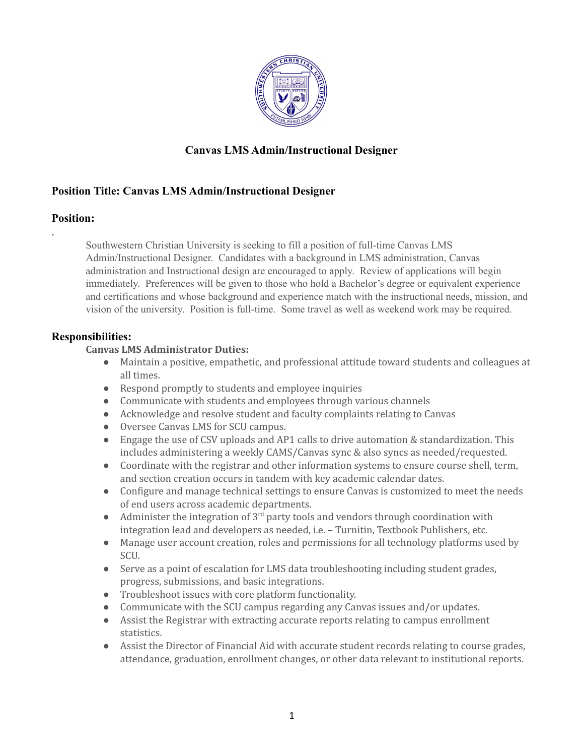# Canvas LMS Admin/Instructional Designer

## Position Title: Canvas LMS Admin/Instructional Designer

## Position:

.

Southwestern Christian University is seeking to fill a position of full-time Canvas LMS Admin/Instructional Designer. Candidates with a background in LMS administration, Canvas administration and Instructional design are encouraged to apply. Review of applications will begin immediately. Preferences will be given to those who hold a Bachelor's degree or equivalent experience and certifications and whose background and experience match with the instructional needs, mission, and vision of the university. Position is full-time. Some travel as well as weekend work may be required.

## Responsibilities:

**Canvas LMS Administrator Duties:**

- Maintain a positive, empathetic, and professional attitude toward students and colleagues at all times.
- Respond promptly to students and employee inquiries
- Communicate with students and employees through various channels
- Acknowledge and resolve student and faculty complaints relating to Canvas
- Oversee Canvas LMS for SCU campus.
- Engage the use of CSV uploads and AP1 calls to drive automation & standardization. This includes administering a weekly CAMS/Canvas sync & also syncs as needed/requested.
- Coordinate with the registrar and other information systems to ensure course shell, term, and section creation occurs in tandem with key academic calendar dates.
- Configure and manage technical settings to ensure Canvas is customized to meet the needs of end users across academic departments.
- Administer the integration of 3rd party tools and vendors through coordination with integration lead and developers as needed, i.e. – Turnitin, Textbook Publishers, etc.
- Manage user account creation, roles and permissions for all technology platforms used by SCU.
- Serve as a point of escalation for LMS data troubleshooting including student grades, progress, submissions, and basic integrations.
- Troubleshoot issues with core platform functionality.
- Communicate with the SCU campus regarding any Canvas issues and/or updates.
- Assist the Registrar with extracting accurate reports relating to campus enrollment statistics.
- Assist the Director of Financial Aid with accurate student records relating to course grades, attendance, graduation, enrollment changes, or other data relevant to institutional reports.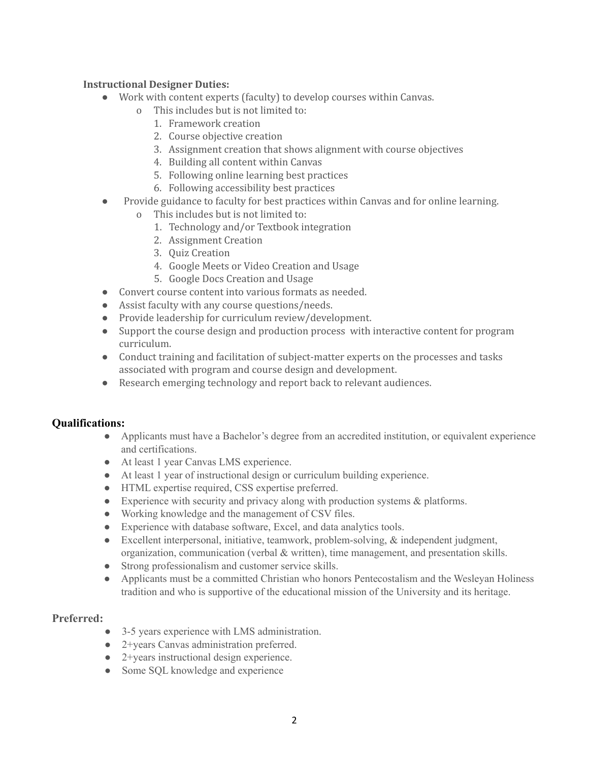**Instructional Designer Duties:**

- Work with content experts (faculty) to develop courses within Canvas.
  - This includes but is not limited to:
    1. Framework creation
    2. Course objective creation
    3. Assignment creation that shows alignment with course objectives
    4. Building all content within Canvas
    5. Following online learning best practices
    6. Following accessibility best practices
- Provide guidance to faculty for best practices within Canvas and for online learning.
  - This includes but is not limited to:
    1. Technology and/or Textbook integration
    2. Assignment Creation
    3. Quiz Creation
    4. Google Meets or Video Creation and Usage
    5. Google Docs Creation and Usage
- Convert course content into various formats as needed.
- Assist faculty with any course questions/needs.
- Provide leadership for curriculum review/development.
- Support the course design and production process with interactive content for program curriculum.
- Conduct training and facilitation of subject-matter experts on the processes and tasks associated with program and course design and development.
- Research emerging technology and report back to relevant audiences.

**Qualifications:**

- Applicants must have a Bachelor's degree from an accredited institution, or equivalent experience and certifications.
- At least 1 year Canvas LMS experience.
- At least 1 year of instructional design or curriculum building experience.
- HTML expertise required, CSS expertise preferred.
- Experience with security and privacy along with production systems & platforms.
- Working knowledge and the management of CSV files.
- Experience with database software, Excel, and data analytics tools.
- Excellent interpersonal, initiative, teamwork, problem-solving, & independent judgment, organization, communication (verbal & written), time management, and presentation skills.
- Strong professionalism and customer service skills.
- Applicants must be a committed Christian who honors Pentecostalism and the Wesleyan Holiness tradition and who is supportive of the educational mission of the University and its heritage.

**Preferred:**

- 3-5 years experience with LMS administration.
- 2+years Canvas administration preferred.
- 2+years instructional design experience.
- Some SQL knowledge and experience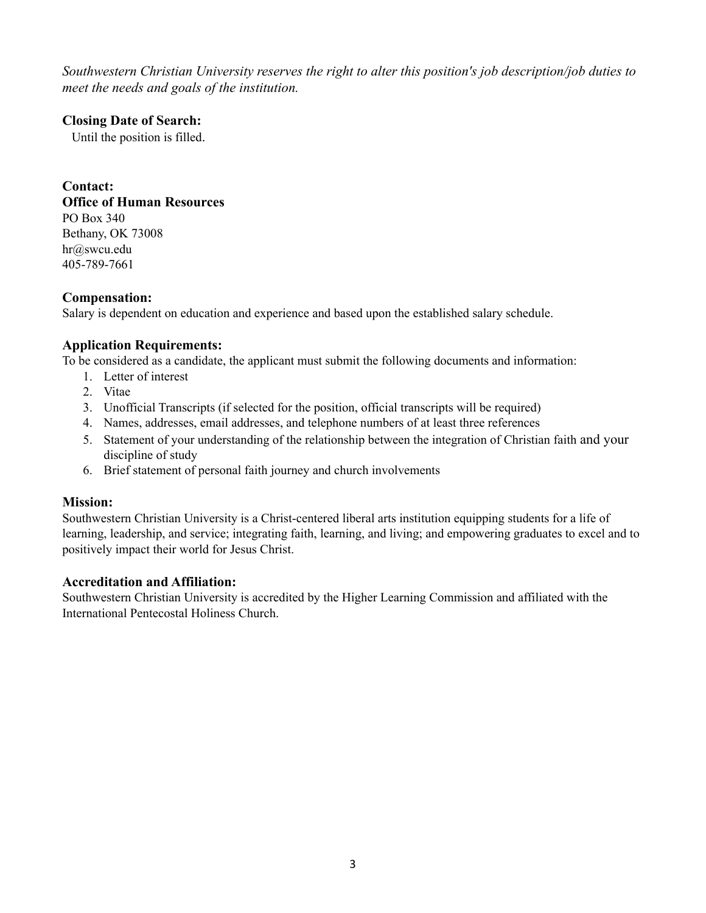*Southwestern Christian University reserves the right to alter this position's job description/job duties to meet the needs and goals of the institution.*

**Closing Date of Search:**

Until the position is filled.

**Contact:**
**Office of Human Resources**
PO Box 340
Bethany, OK 73008
hr@swcu.edu
405-789-7661

**Compensation:**

Salary is dependent on education and experience and based upon the established salary schedule.

**Application Requirements:**

To be considered as a candidate, the applicant must submit the following documents and information:

1. Letter of interest
2. Vitae
3. Unofficial Transcripts (if selected for the position, official transcripts will be required)
4. Names, addresses, email addresses, and telephone numbers of at least three references
5. Statement of your understanding of the relationship between the integration of Christian faith and your discipline of study
6. Brief statement of personal faith journey and church involvements

**Mission:**

Southwestern Christian University is a Christ-centered liberal arts institution equipping students for a life of learning, leadership, and service; integrating faith, learning, and living; and empowering graduates to excel and to positively impact their world for Jesus Christ.

**Accreditation and Affiliation:**

Southwestern Christian University is accredited by the Higher Learning Commission and affiliated with the International Pentecostal Holiness Church.